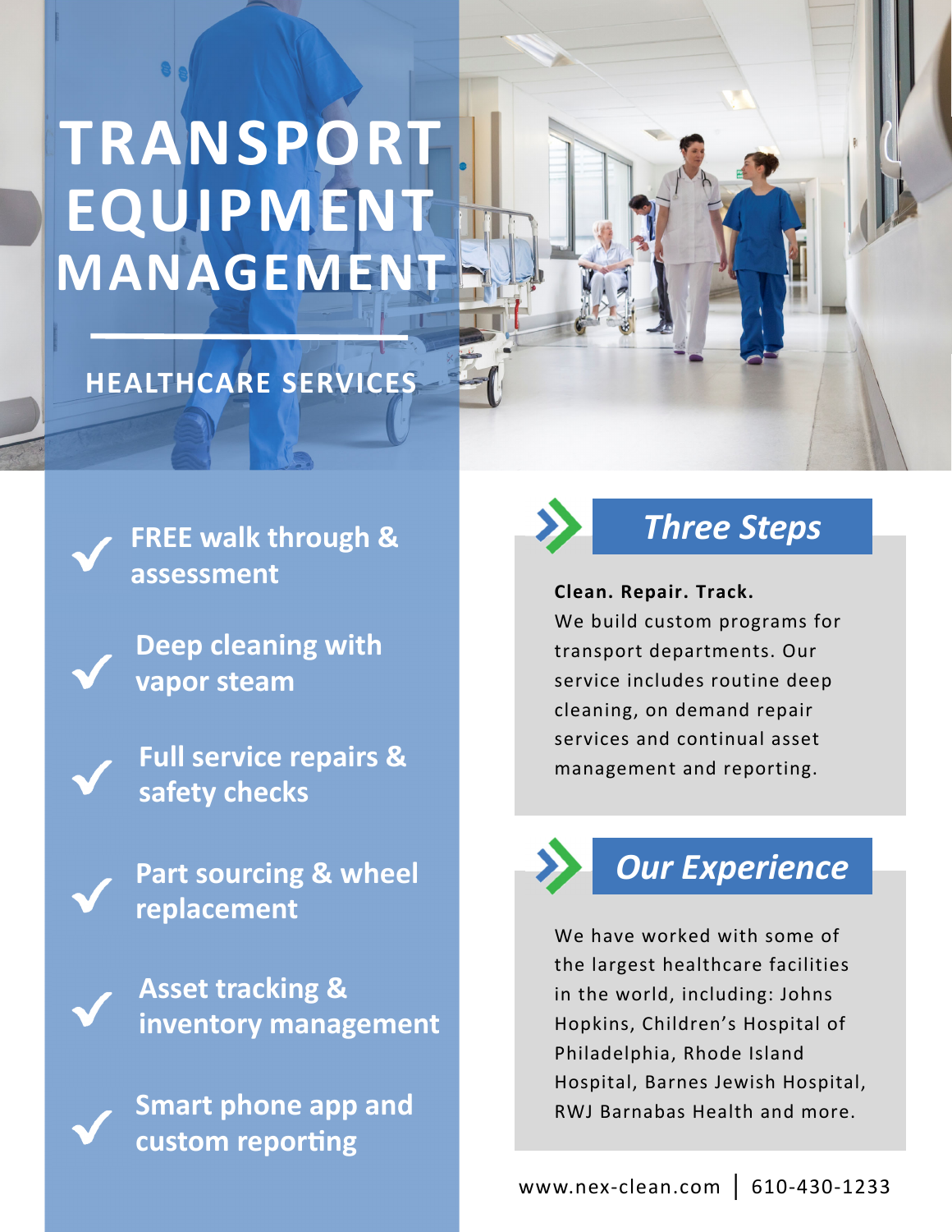# TRANSPORT EQUIPMENT MANAGEMENT

## HEALTHCARE SERVICES

- **FREE walk through & assessment**
- **Deep cleaning with vapor steam**
- **Full service repairs & safety checks**
- **Part sourcing & wheel replacement**
- **Asset tracking & inventory management**
- **Smart phone app and custom reporting**

## *Three Steps*

**Clean. Repair. Track.**
We build custom programs for transport departments. Our service includes routine deep cleaning, on demand repair services and continual asset management and reporting.

## *Our Experience*

We have worked with some of the largest healthcare facilities in the world, including: Johns Hopkins, Children's Hospital of Philadelphia, Rhode Island Hospital, Barnes Jewish Hospital, RWJ Barnabas Health and more.

www.nex-clean.com | 610-430-1233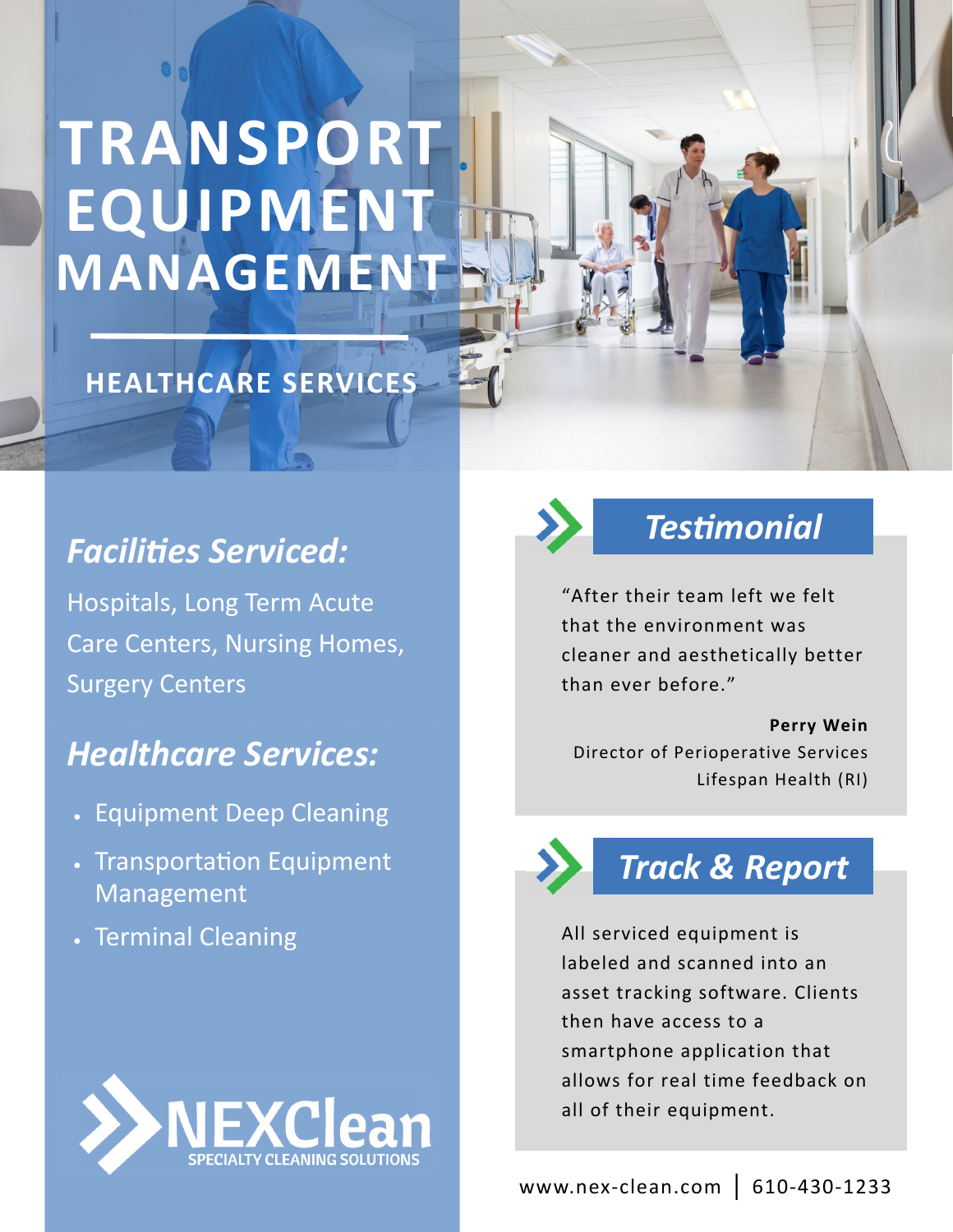# TRANSPORT EQUIPMENT MANAGEMENT

## HEALTHCARE SERVICES

### *Facilities Serviced:*

Hospitals, Long Term Acute Care Centers, Nursing Homes, Surgery Centers

### *Healthcare Services:*

- Equipment Deep Cleaning
- Transportation Equipment Management
- Terminal Cleaning

NEXClean
SPECIALTY CLEANING SOLUTIONS

### *Testimonial*

"After their team left we felt that the environment was cleaner and aesthetically better than ever before."

**Perry Wein**
Director of Perioperative Services
Lifespan Health (RI)

### *Track & Report*

All serviced equipment is labeled and scanned into an asset tracking software. Clients then have access to a smartphone application that allows for real time feedback on all of their equipment.

www.nex-clean.com | 610-430-1233